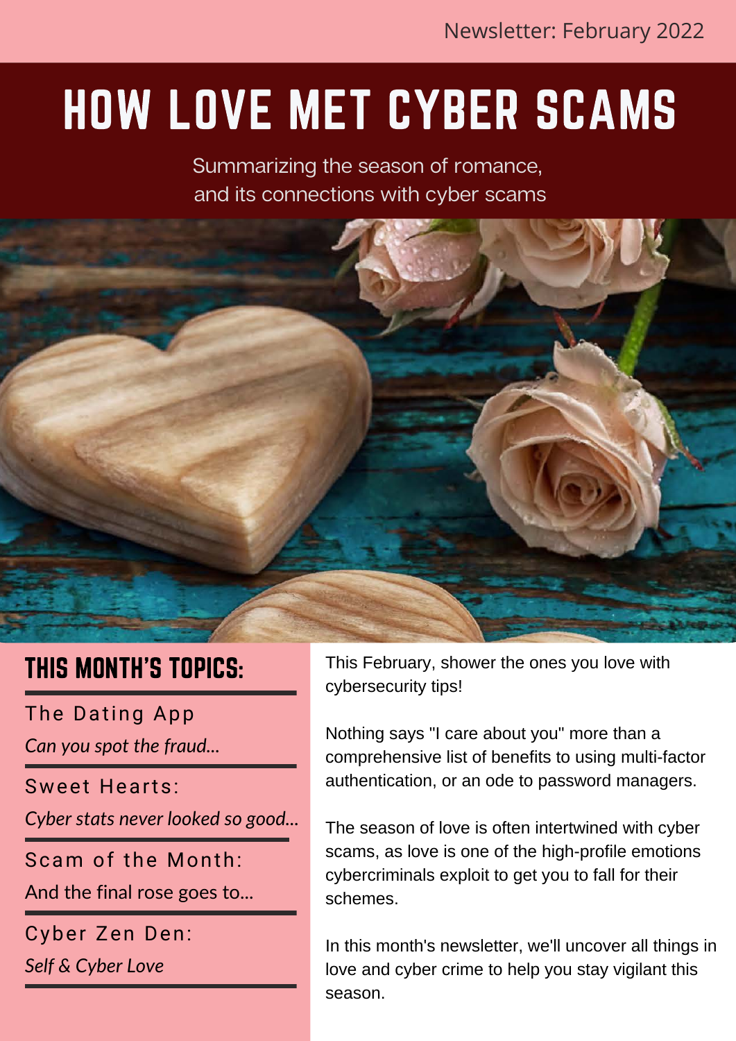Newsletter: February 2022

# HOW LOVE MET CYBER SCAMS

Summarizing the season of romance, and its connections with cyber scams

## THIS MONTH'S TOPICS:

The Dating App

*Can you spot the fraud...*

Sweet Hearts:

*Cyber stats never looked so good...*

Scam of the Month:

And the final rose goes to...

Cyber Zen Den:

*Self & Cyber Love*

This February, shower the ones you love with cybersecurity tips!

Nothing says "I care about you" more than a comprehensive list of benefits to using multi-factor authentication, or an ode to password managers.

The season of love is often intertwined with cyber scams, as love is one of the high-profile emotions cybercriminals exploit to get you to fall for their schemes.

In this month's newsletter, we'll uncover all things in love and cyber crime to help you stay vigilant this season.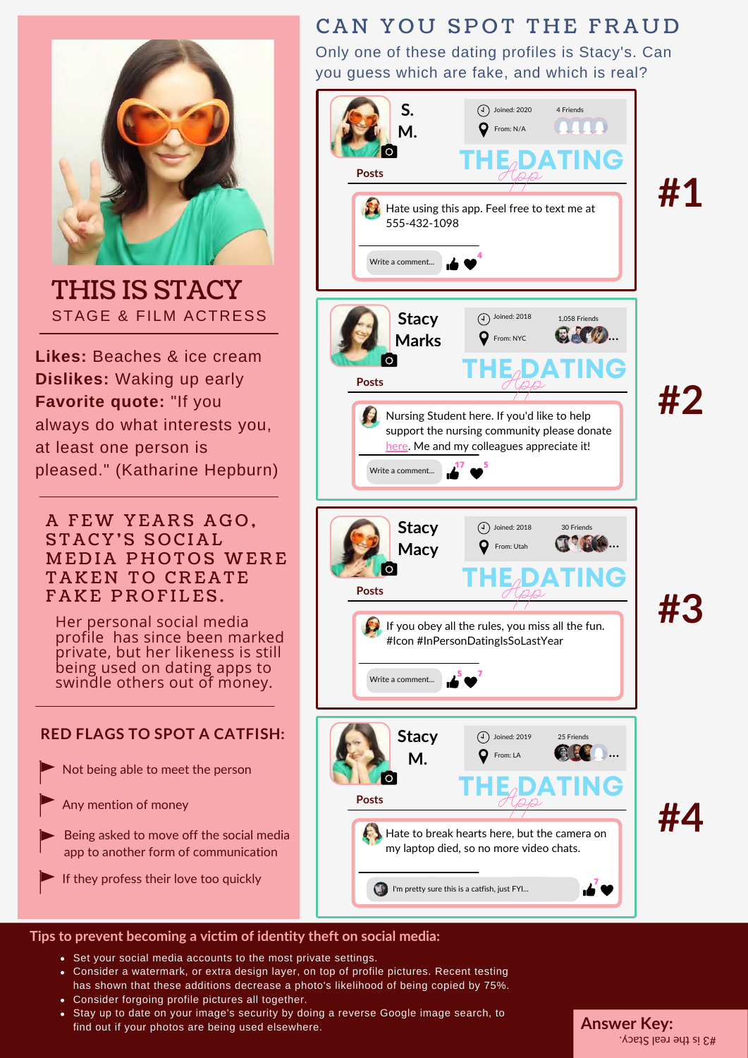# CAN YOU SPOT THE FRAUD

Only one of these dating profiles is Stacy's. Can you guess which are fake, and which is real?

## THIS IS STACY

STAGE & FILM ACTRESS

**Likes:** Beaches & ice cream

**Dislikes:** Waking up early

**Favorite quote:** "If you always do what interests you, at least one person is pleased." (Katharine Hepburn)

### A FEW YEARS AGO, STACY'S SOCIAL MEDIA PHOTOS WERE TAKEN TO CREATE FAKE PROFILES.

Her personal social media profile has since been marked private, but her likeness is still being used on dating apps to swindle others out of money.

### RED FLAGS TO SPOT A CATFISH:

- Not being able to meet the person
- Any mention of money
- Being asked to move off the social media app to another form of communication
- If they profess their love too quickly

## #1

**S. M.**

Joined: 2020 | 4 Friends

From: N/A

THE DATING App

Posts

Hate using this app. Feel free to text me at 555-432-1098

Write a comment... 4

## #2

**Stacy Marks**

Joined: 2018 | 1,058 Friends

From: NYC

THE DATING App

Posts

Nursing Student here. If you'd like to help support the nursing community please donate here. Me and my colleagues appreciate it!

Write a comment... 17 5

## #3

**Stacy Macy**

Joined: 2018 | 30 Friends

From: Utah

THE DATING App

Posts

If you obey all the rules, you miss all the fun. #Icon #InPersonDatingIsSoLastYear

Write a comment... 5 7

## #4

**Stacy M.**

Joined: 2019 | 25 Friends

From: LA

THE DATING App

Posts

Hate to break hearts here, but the camera on my laptop died, so no more video chats.

I'm pretty sure this is a catfish, just FYI... 7

### Tips to prevent becoming a victim of identity theft on social media:

- Set your social media accounts to the most private settings.
- Consider a watermark, or extra design layer, on top of profile pictures. Recent testing has shown that these additions decrease a photo's likelihood of being copied by 75%.
- Consider forgoing profile pictures all together.
- Stay up to date on your image's security by doing a reverse Google image search, to find out if your photos are being used elsewhere.

**Answer Key:**

#3 is the real Stacy.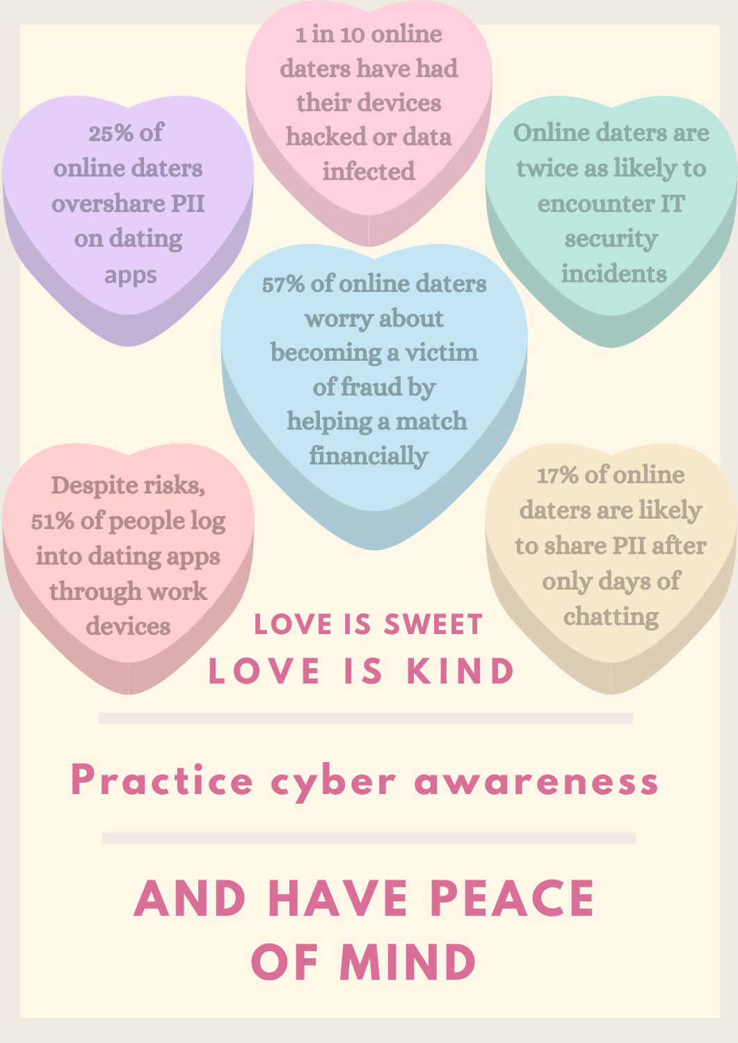25% of online daters overshare PII on dating apps

1 in 10 online daters have had their devices hacked or data infected

Online daters are twice as likely to encounter IT security incidents

57% of online daters worry about becoming a victim of fraud by helping a match financially

Despite risks, 51% of people log into dating apps through work devices

17% of online daters are likely to share PII after only days of chatting

LOVE IS SWEET

LOVE IS KIND

---

## Practice cyber awareness

---

# AND HAVE PEACE OF MIND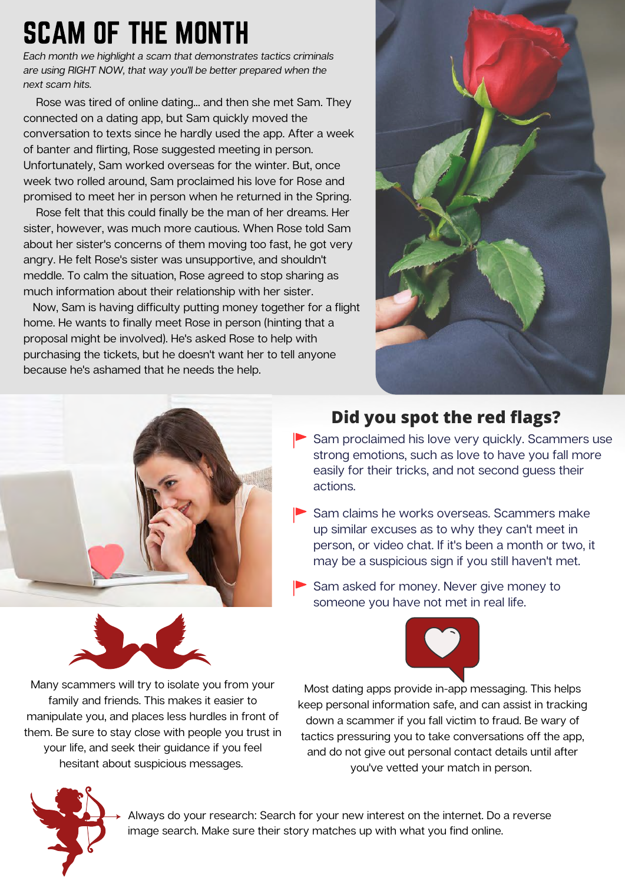# SCAM OF THE MONTH

*Each month we highlight a scam that demonstrates tactics criminals are using RIGHT NOW, that way you'll be better prepared when the next scam hits.*

Rose was tired of online dating... and then she met Sam. They connected on a dating app, but Sam quickly moved the conversation to texts since he hardly used the app. After a week of banter and flirting, Rose suggested meeting in person. Unfortunately, Sam worked overseas for the winter. But, once week two rolled around, Sam proclaimed his love for Rose and promised to meet her in person when he returned in the Spring.

Rose felt that this could finally be the man of her dreams. Her sister, however, was much more cautious. When Rose told Sam about her sister's concerns of them moving too fast, he got very angry. He felt Rose's sister was unsupportive, and shouldn't meddle. To calm the situation, Rose agreed to stop sharing as much information about their relationship with her sister.

Now, Sam is having difficulty putting money together for a flight home. He wants to finally meet Rose in person (hinting that a proposal might be involved). He's asked Rose to help with purchasing the tickets, but he doesn't want her to tell anyone because he's ashamed that he needs the help.

## Did you spot the red flags?

- Sam proclaimed his love very quickly. Scammers use strong emotions, such as love to have you fall more easily for their tricks, and not second guess their actions.
- Sam claims he works overseas. Scammers make up similar excuses as to why they can't meet in person, or video chat. If it's been a month or two, it may be a suspicious sign if you still haven't met.
- Sam asked for money. Never give money to someone you have not met in real life.

Many scammers will try to isolate you from your family and friends. This makes it easier to manipulate you, and places less hurdles in front of them. Be sure to stay close with people you trust in your life, and seek their guidance if you feel hesitant about suspicious messages.

Most dating apps provide in-app messaging. This helps keep personal information safe, and can assist in tracking down a scammer if you fall victim to fraud. Be wary of tactics pressuring you to take conversations off the app, and do not give out personal contact details until after you've vetted your match in person.

Always do your research: Search for your new interest on the internet. Do a reverse image search. Make sure their story matches up with what you find online.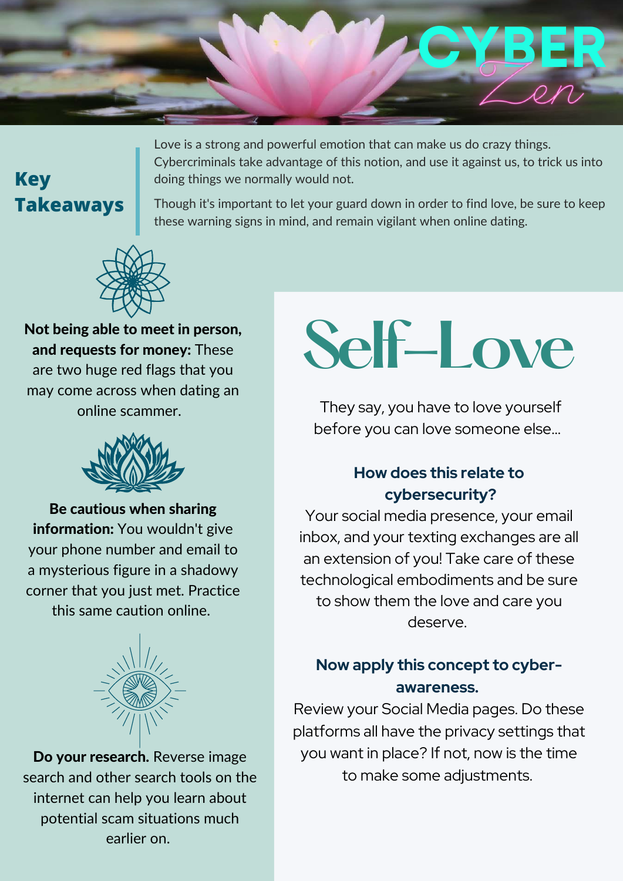# CYBER Zen

## Key Takeaways

Love is a strong and powerful emotion that can make us do crazy things. Cybercriminals take advantage of this notion, and use it against us, to trick us into doing things we normally would not.

Though it's important to let your guard down in order to find love, be sure to keep these warning signs in mind, and remain vigilant when online dating.

**Not being able to meet in person, and requests for money:** These are two huge red flags that you may come across when dating an online scammer.

**Be cautious when sharing information:** You wouldn't give your phone number and email to a mysterious figure in a shadowy corner that you just met. Practice this same caution online.

**Do your research.** Reverse image search and other search tools on the internet can help you learn about potential scam situations much earlier on.

## Self-Love

They say, you have to love yourself before you can love someone else...

**How does this relate to cybersecurity?**

Your social media presence, your email inbox, and your texting exchanges are all an extension of you! Take care of these technological embodiments and be sure to show them the love and care you deserve.

**Now apply this concept to cyber-awareness.**

Review your Social Media pages. Do these platforms all have the privacy settings that you want in place? If not, now is the time to make some adjustments.